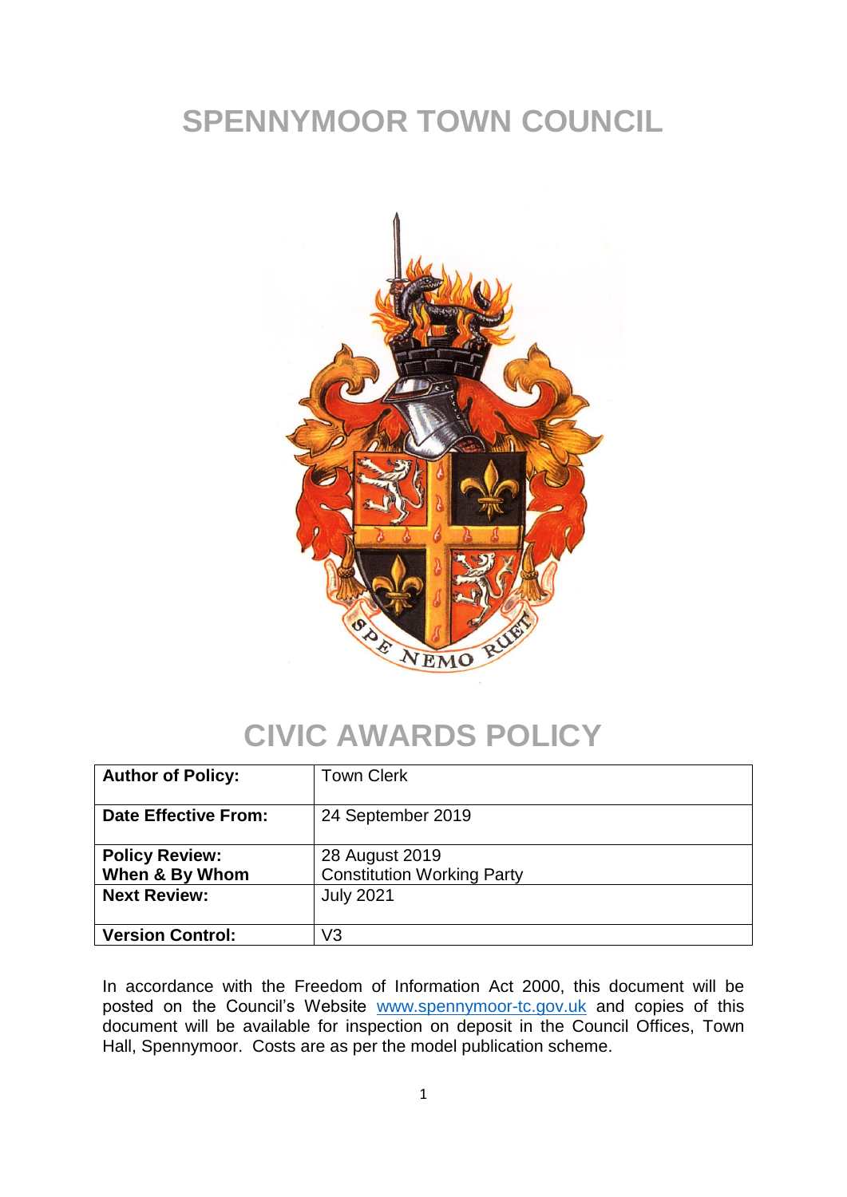# SPENNYMOOR TOWN COUNCIL

# CIVIC AWARDS POLICY

| **Author of Policy:** | Town Clerk |
|---|---|
| **Date Effective From:** | 24 September 2019 |
| **Policy Review: When & By Whom** | 28 August 2019 Constitution Working Party |
| **Next Review:** | July 2021 |
| **Version Control:** | V3 |

In accordance with the Freedom of Information Act 2000, this document will be posted on the Council's Website www.spennymoor-tc.gov.uk and copies of this document will be available for inspection on deposit in the Council Offices, Town Hall, Spennymoor. Costs are as per the model publication scheme.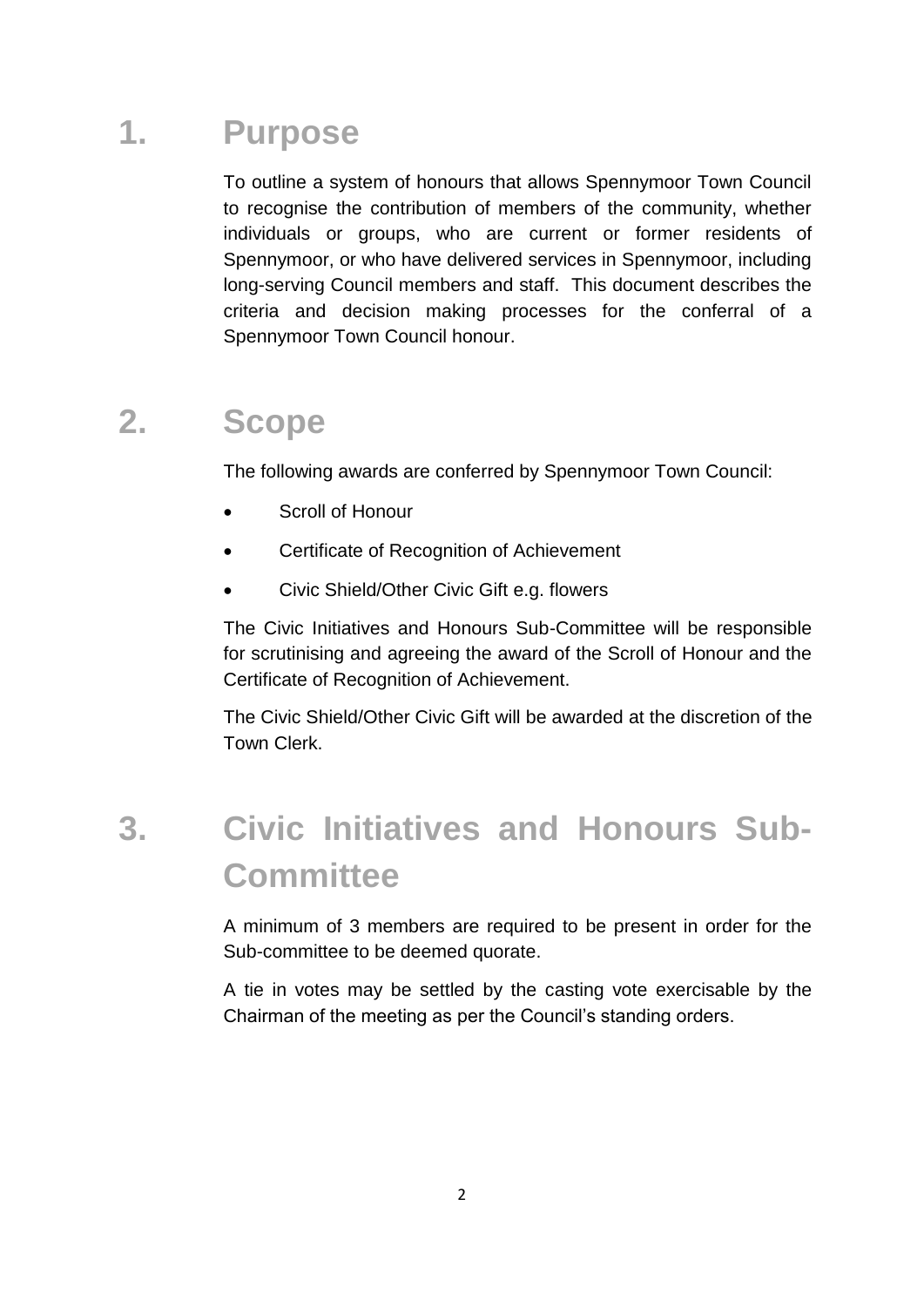# 1. Purpose

To outline a system of honours that allows Spennymoor Town Council to recognise the contribution of members of the community, whether individuals or groups, who are current or former residents of Spennymoor, or who have delivered services in Spennymoor, including long-serving Council members and staff. This document describes the criteria and decision making processes for the conferral of a Spennymoor Town Council honour.

# 2. Scope

The following awards are conferred by Spennymoor Town Council:

- Scroll of Honour
- Certificate of Recognition of Achievement
- Civic Shield/Other Civic Gift e.g. flowers

The Civic Initiatives and Honours Sub-Committee will be responsible for scrutinising and agreeing the award of the Scroll of Honour and the Certificate of Recognition of Achievement.

The Civic Shield/Other Civic Gift will be awarded at the discretion of the Town Clerk.

# 3. Civic Initiatives and Honours Sub-Committee

A minimum of 3 members are required to be present in order for the Sub-committee to be deemed quorate.

A tie in votes may be settled by the casting vote exercisable by the Chairman of the meeting as per the Council's standing orders.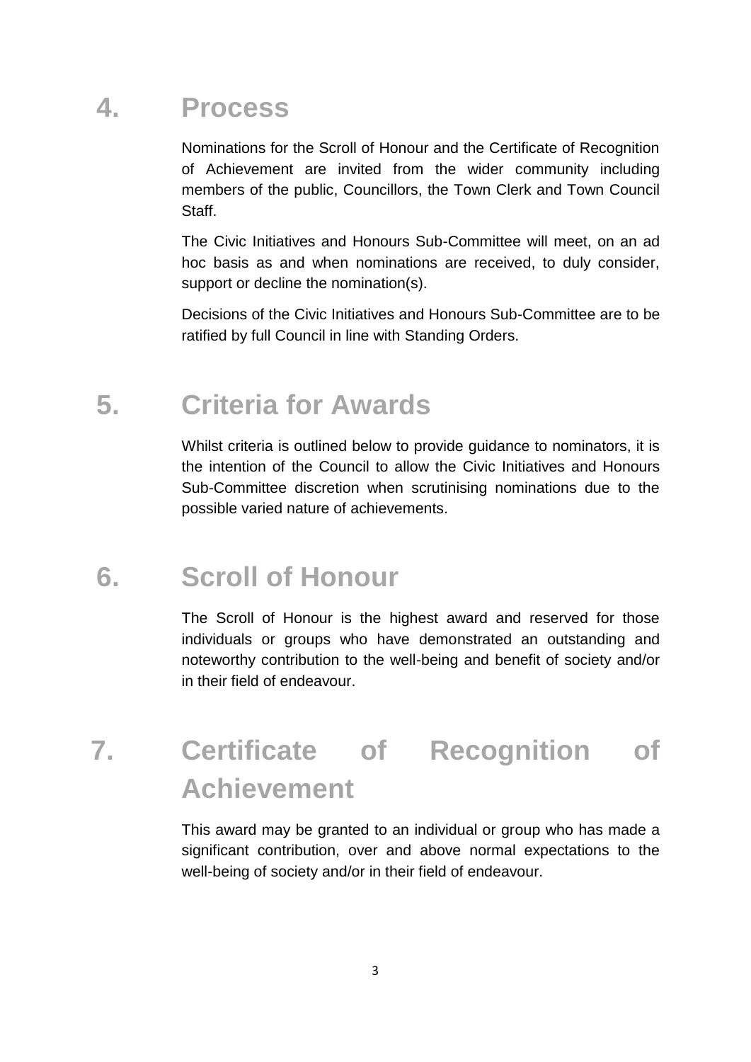## 4. Process

Nominations for the Scroll of Honour and the Certificate of Recognition of Achievement are invited from the wider community including members of the public, Councillors, the Town Clerk and Town Council Staff.

The Civic Initiatives and Honours Sub-Committee will meet, on an ad hoc basis as and when nominations are received, to duly consider, support or decline the nomination(s).

Decisions of the Civic Initiatives and Honours Sub-Committee are to be ratified by full Council in line with Standing Orders.

## 5. Criteria for Awards

Whilst criteria is outlined below to provide guidance to nominators, it is the intention of the Council to allow the Civic Initiatives and Honours Sub-Committee discretion when scrutinising nominations due to the possible varied nature of achievements.

## 6. Scroll of Honour

The Scroll of Honour is the highest award and reserved for those individuals or groups who have demonstrated an outstanding and noteworthy contribution to the well-being and benefit of society and/or in their field of endeavour.

## 7. Certificate of Recognition of Achievement

This award may be granted to an individual or group who has made a significant contribution, over and above normal expectations to the well-being of society and/or in their field of endeavour.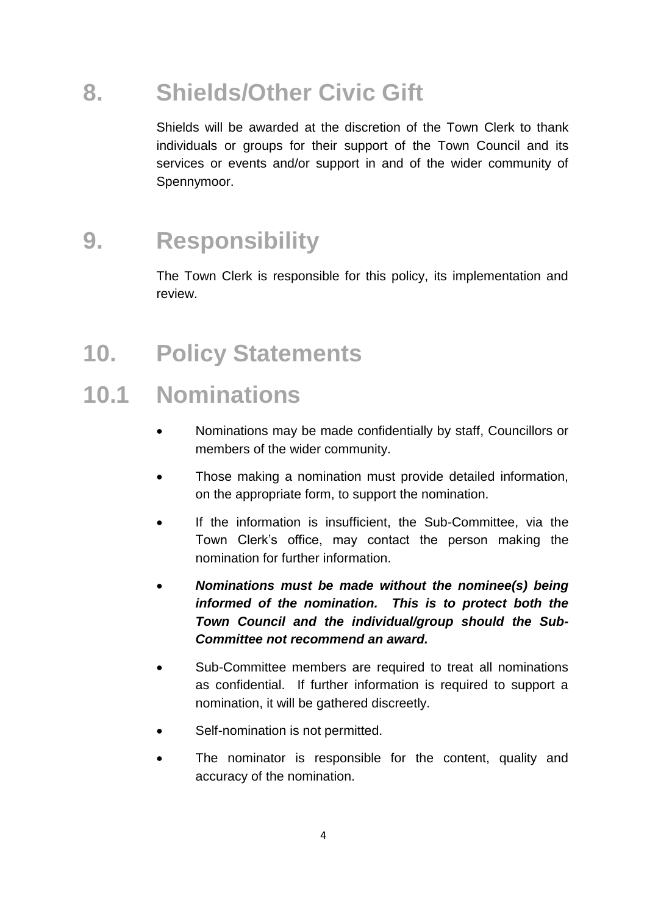# 8. Shields/Other Civic Gift

Shields will be awarded at the discretion of the Town Clerk to thank individuals or groups for their support of the Town Council and its services or events and/or support in and of the wider community of Spennymoor.

# 9. Responsibility

The Town Clerk is responsible for this policy, its implementation and review.

# 10. Policy Statements

## 10.1 Nominations

- Nominations may be made confidentially by staff, Councillors or members of the wider community.
- Those making a nomination must provide detailed information, on the appropriate form, to support the nomination.
- If the information is insufficient, the Sub-Committee, via the Town Clerk's office, may contact the person making the nomination for further information.
- ***Nominations must be made without the nominee(s) being informed of the nomination. This is to protect both the Town Council and the individual/group should the Sub-Committee not recommend an award.***
- Sub-Committee members are required to treat all nominations as confidential. If further information is required to support a nomination, it will be gathered discreetly.
- Self-nomination is not permitted.
- The nominator is responsible for the content, quality and accuracy of the nomination.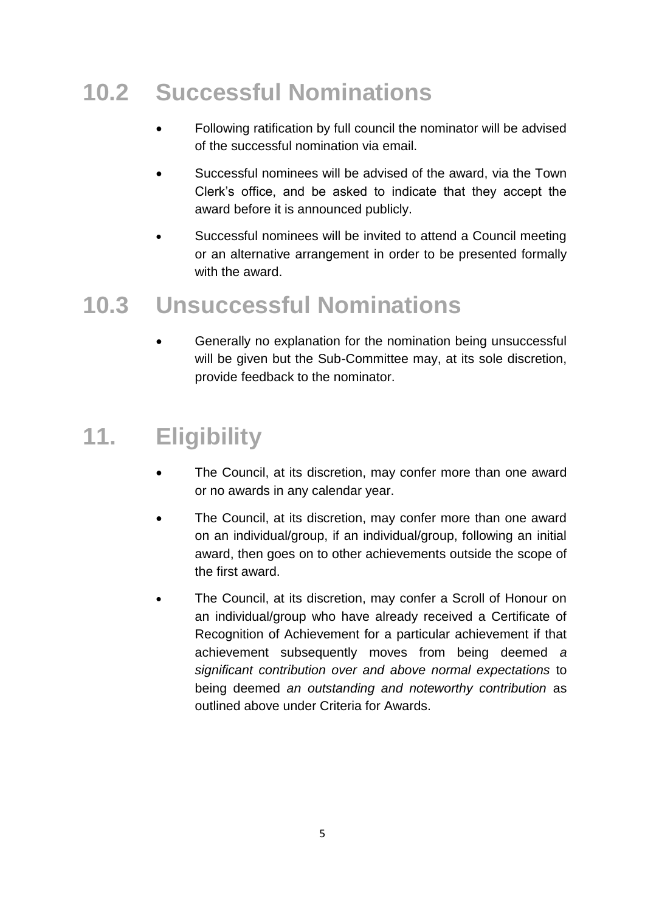## 10.2 Successful Nominations

- Following ratification by full council the nominator will be advised of the successful nomination via email.
- Successful nominees will be advised of the award, via the Town Clerk's office, and be asked to indicate that they accept the award before it is announced publicly.
- Successful nominees will be invited to attend a Council meeting or an alternative arrangement in order to be presented formally with the award.

## 10.3 Unsuccessful Nominations

- Generally no explanation for the nomination being unsuccessful will be given but the Sub-Committee may, at its sole discretion, provide feedback to the nominator.

# 11. Eligibility

- The Council, at its discretion, may confer more than one award or no awards in any calendar year.
- The Council, at its discretion, may confer more than one award on an individual/group, if an individual/group, following an initial award, then goes on to other achievements outside the scope of the first award.
- The Council, at its discretion, may confer a Scroll of Honour on an individual/group who have already received a Certificate of Recognition of Achievement for a particular achievement if that achievement subsequently moves from being deemed *a significant contribution over and above normal expectations* to being deemed *an outstanding and noteworthy contribution* as outlined above under Criteria for Awards.